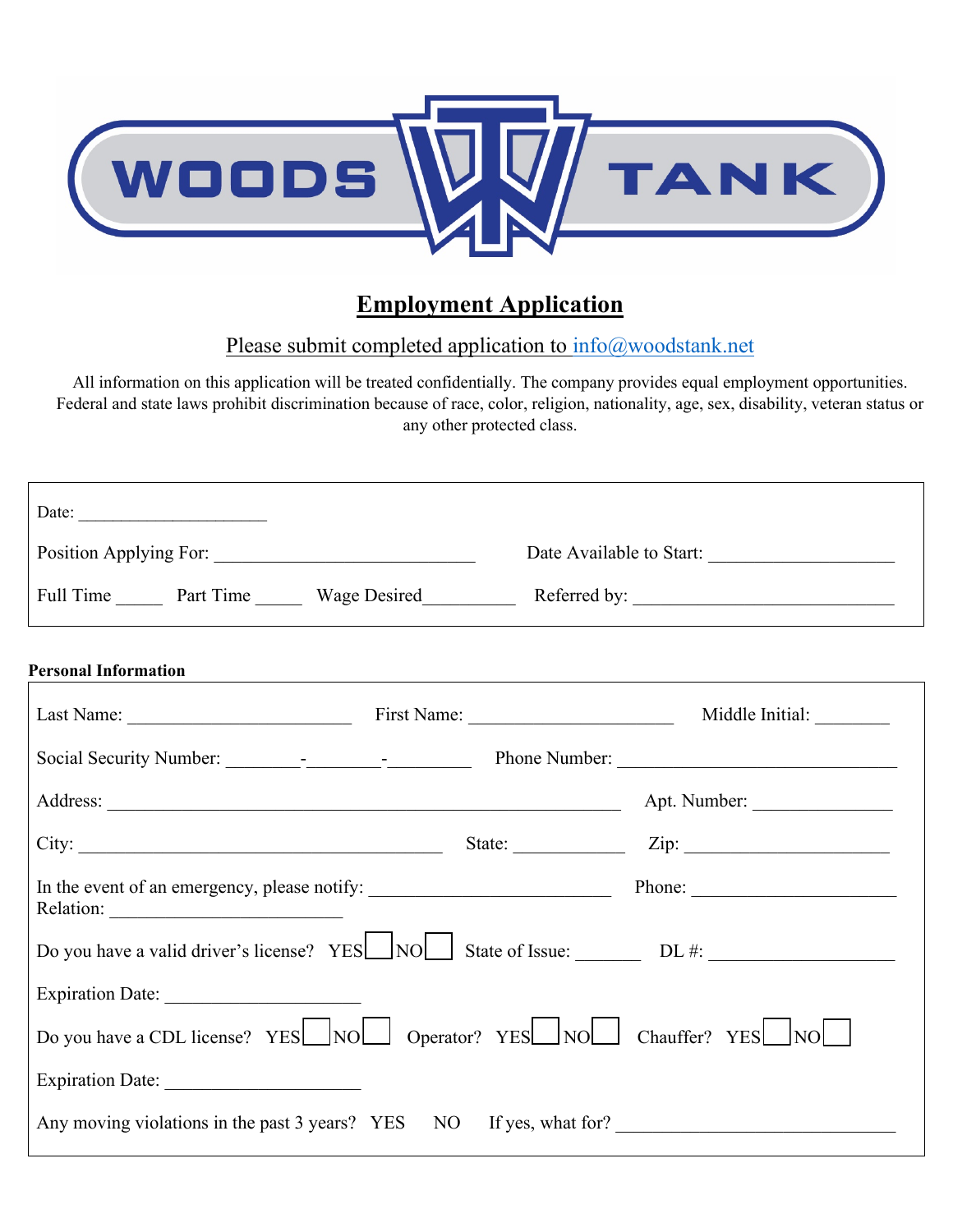WOODS TANK

# Employment Application

Please submit completed application to info@woodstank.net

All information on this application will be treated confidentially. The company provides equal employment opportunities. Federal and state laws prohibit discrimination because of race, color, religion, nationality, age, sex, disability, veteran status or any other protected class.

Date: ____________________

Position Applying For: ____________________________ Date Available to Start: ____________________

Full Time _____ Part Time _____ Wage Desired__________ Referred by: ____________________________

**Personal Information**

Last Name: ________________________ First Name: ______________________ Middle Initial: ________

Social Security Number: ________-________-_________ Phone Number: ______________________________

Address: _______________________________________________________ Apt. Number: _______________

City: ________________________________________ State: ____________ Zip: ______________________

In the event of an emergency, please notify: __________________________ Phone: ______________________
Relation: _________________________

Do you have a valid driver's license? YES ☐ NO ☐ State of Issue: _______ DL #: ____________________

Expiration Date: _____________________

Do you have a CDL license? YES ☐ NO ☐ Operator? YES ☐ NO ☐ Chauffer? YES ☐ NO ☐

Expiration Date: _____________________

Any moving violations in the past 3 years? YES NO If yes, what for? ______________________________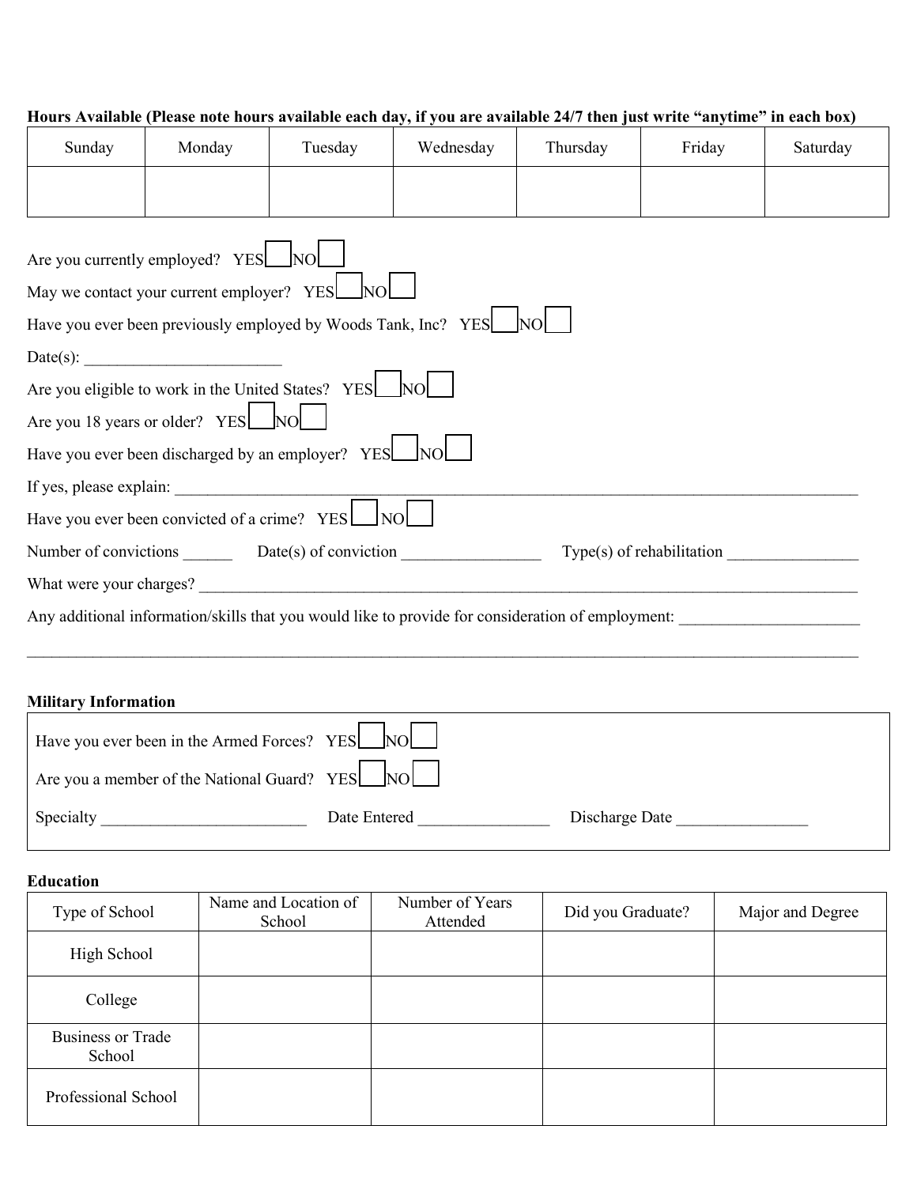**Hours Available (Please note hours available each day, if you are available 24/7 then just write "anytime" in each box)**

| Sunday | Monday | Tuesday | Wednesday | Thursday | Friday | Saturday |
| --- | --- | --- | --- | --- | --- | --- |
| | | | | | | |

Are you currently employed? YES ☐ NO ☐

May we contact your current employer? YES ☐ NO ☐

Have you ever been previously employed by Woods Tank, Inc? YES ☐ NO ☐

Date(s): ________________________

Are you eligible to work in the United States? YES ☐ NO ☐

Are you 18 years or older? YES ☐ NO ☐

Have you ever been discharged by an employer? YES ☐ NO ☐

If yes, please explain: ________________________________________________________________________________

Have you ever been convicted of a crime? YES ☐ NO ☐

Number of convictions ______ Date(s) of conviction _________________ Type(s) of rehabilitation ________________

What were your charges? ________________________________________________________________________________

Any additional information/skills that you would like to provide for consideration of employment: ______________________

____________________________________________________________________________________________________

**Military Information**

Have you ever been in the Armed Forces? YES ☐ NO ☐

Are you a member of the National Guard? YES ☐ NO ☐

Specialty _________________________ Date Entered ________________ Discharge Date ________________

**Education**

| Type of School | Name and Location of School | Number of Years Attended | Did you Graduate? | Major and Degree |
| --- | --- | --- | --- | --- |
| High School | | | | |
| College | | | | |
| Business or Trade School | | | | |
| Professional School | | | | |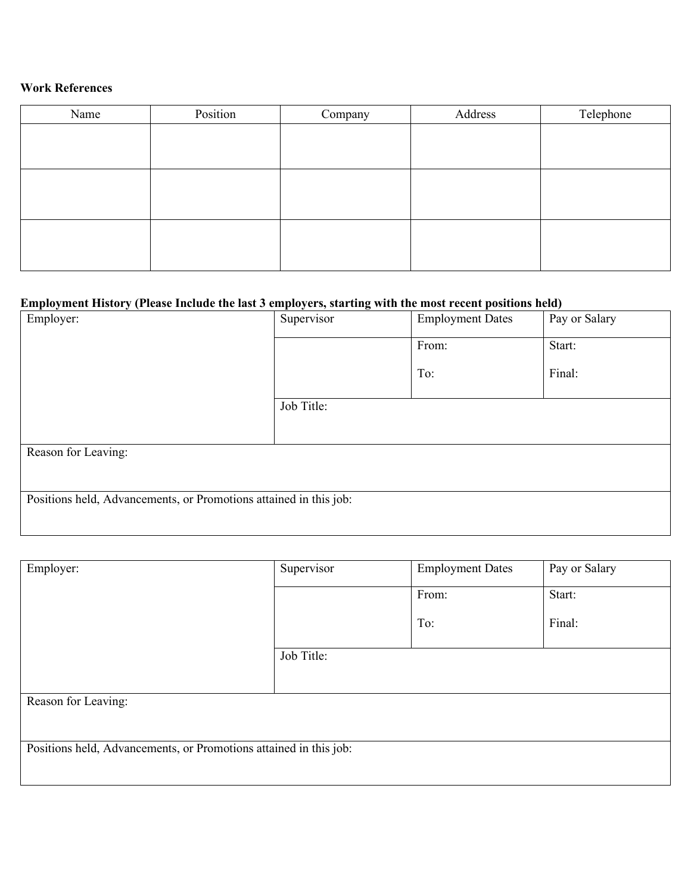**Work References**

| Name | Position | Company | Address | Telephone |
| --- | --- | --- | --- | --- |
| | | | | |
| | | | | |
| | | | | |

**Employment History (Please Include the last 3 employers, starting with the most recent positions held)**

| Employer: | Supervisor | Employment Dates | Pay or Salary |
| --- | --- | --- | --- |
| | | From:<br><br>To: | Start:<br><br>Final: |
| | Job Title: | | |
| Reason for Leaving: | | | |
| Positions held, Advancements, or Promotions attained in this job: | | | |

| Employer: | Supervisor | Employment Dates | Pay or Salary |
| --- | --- | --- | --- |
| | | From:<br><br>To: | Start:<br><br>Final: |
| | Job Title: | | |
| Reason for Leaving: | | | |
| Positions held, Advancements, or Promotions attained in this job: | | | |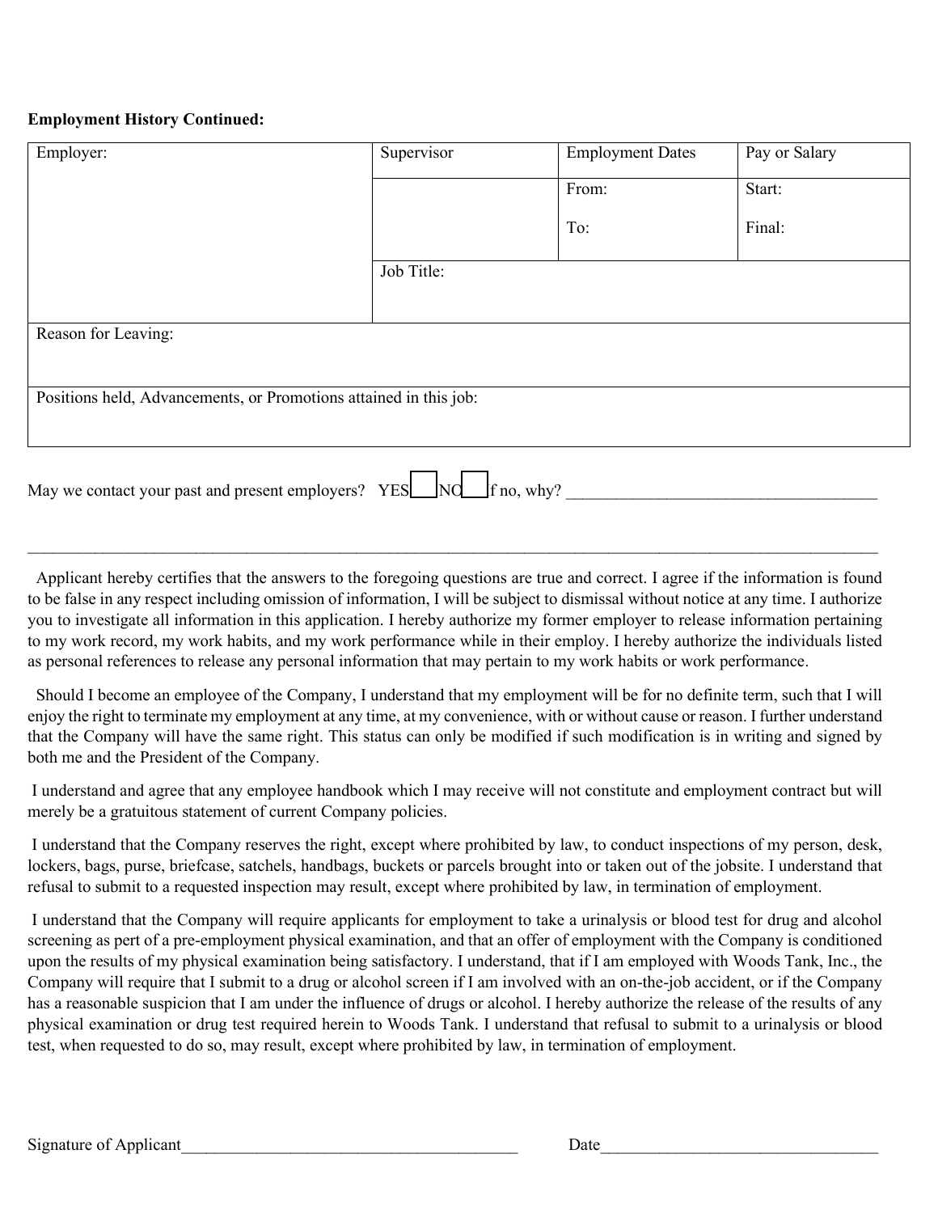**Employment History Continued:**

| Employer: | Supervisor | Employment Dates | Pay or Salary |
|---|---|---|---|
| | | From: <br> To: | Start: <br> Final: |
| | Job Title: | | |
| Reason for Leaving: | | | |
| Positions held, Advancements, or Promotions attained in this job: | | | |

May we contact your past and present employers? YES ☐ NO ☐ If no, why? ____________________________________

________________________________________________________________________________________________

Applicant hereby certifies that the answers to the foregoing questions are true and correct. I agree if the information is found to be false in any respect including omission of information, I will be subject to dismissal without notice at any time. I authorize you to investigate all information in this application. I hereby authorize my former employer to release information pertaining to my work record, my work habits, and my work performance while in their employ. I hereby authorize the individuals listed as personal references to release any personal information that may pertain to my work habits or work performance.

Should I become an employee of the Company, I understand that my employment will be for no definite term, such that I will enjoy the right to terminate my employment at any time, at my convenience, with or without cause or reason. I further understand that the Company will have the same right. This status can only be modified if such modification is in writing and signed by both me and the President of the Company.

I understand and agree that any employee handbook which I may receive will not constitute and employment contract but will merely be a gratuitous statement of current Company policies.

I understand that the Company reserves the right, except where prohibited by law, to conduct inspections of my person, desk, lockers, bags, purse, briefcase, satchels, handbags, buckets or parcels brought into or taken out of the jobsite. I understand that refusal to submit to a requested inspection may result, except where prohibited by law, in termination of employment.

I understand that the Company will require applicants for employment to take a urinalysis or blood test for drug and alcohol screening as pert of a pre-employment physical examination, and that an offer of employment with the Company is conditioned upon the results of my physical examination being satisfactory. I understand, that if I am employed with Woods Tank, Inc., the Company will require that I submit to a drug or alcohol screen if I am involved with an on-the-job accident, or if the Company has a reasonable suspicion that I am under the influence of drugs or alcohol. I hereby authorize the release of the results of any physical examination or drug test required herein to Woods Tank. I understand that refusal to submit to a urinalysis or blood test, when requested to do so, may result, except where prohibited by law, in termination of employment.

Signature of Applicant_________________________________________ Date_________________________________